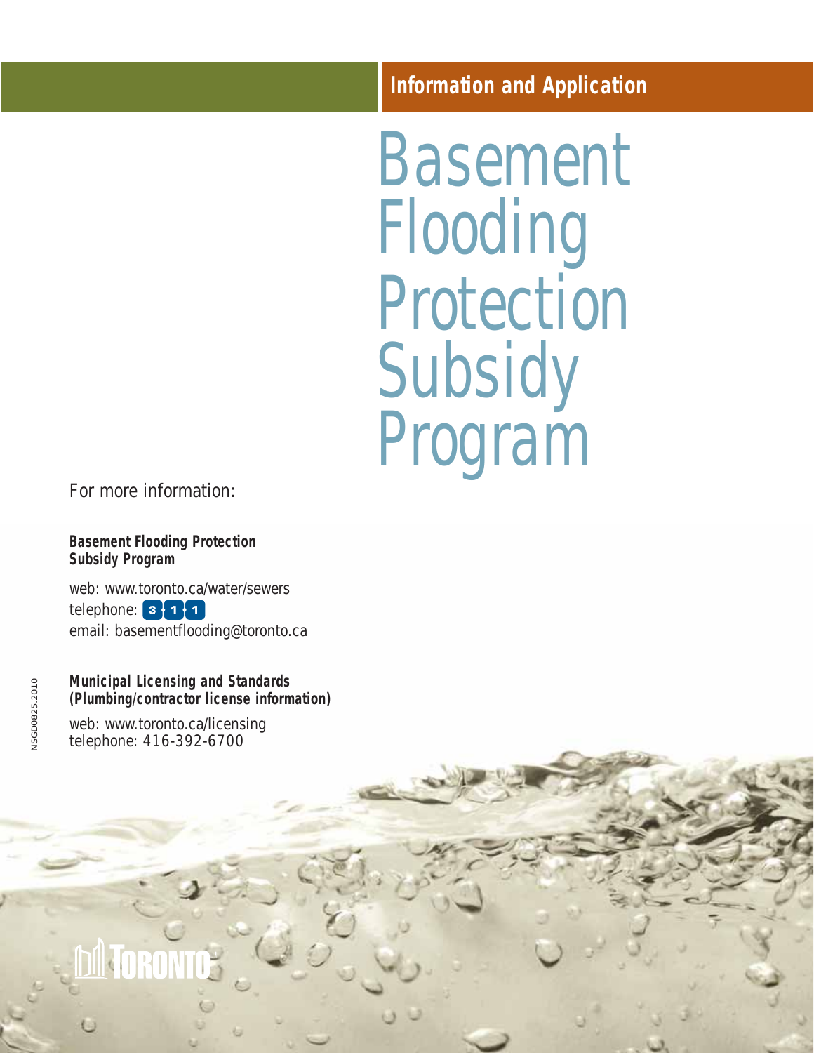**Information and Application**

# Basement Flooding Protection Subsidy Program

For more information:

**Basement Flooding Protection Subsidy Program**

web: www.toronto.ca/water/sewers
telephone: 311
email: basementflooding@toronto.ca

**Municipal Licensing and Standards (Plumbing/contractor license information)**

web: www.toronto.ca/licensing
telephone: 416-392-6700

NSGD0825.2010

TORONTO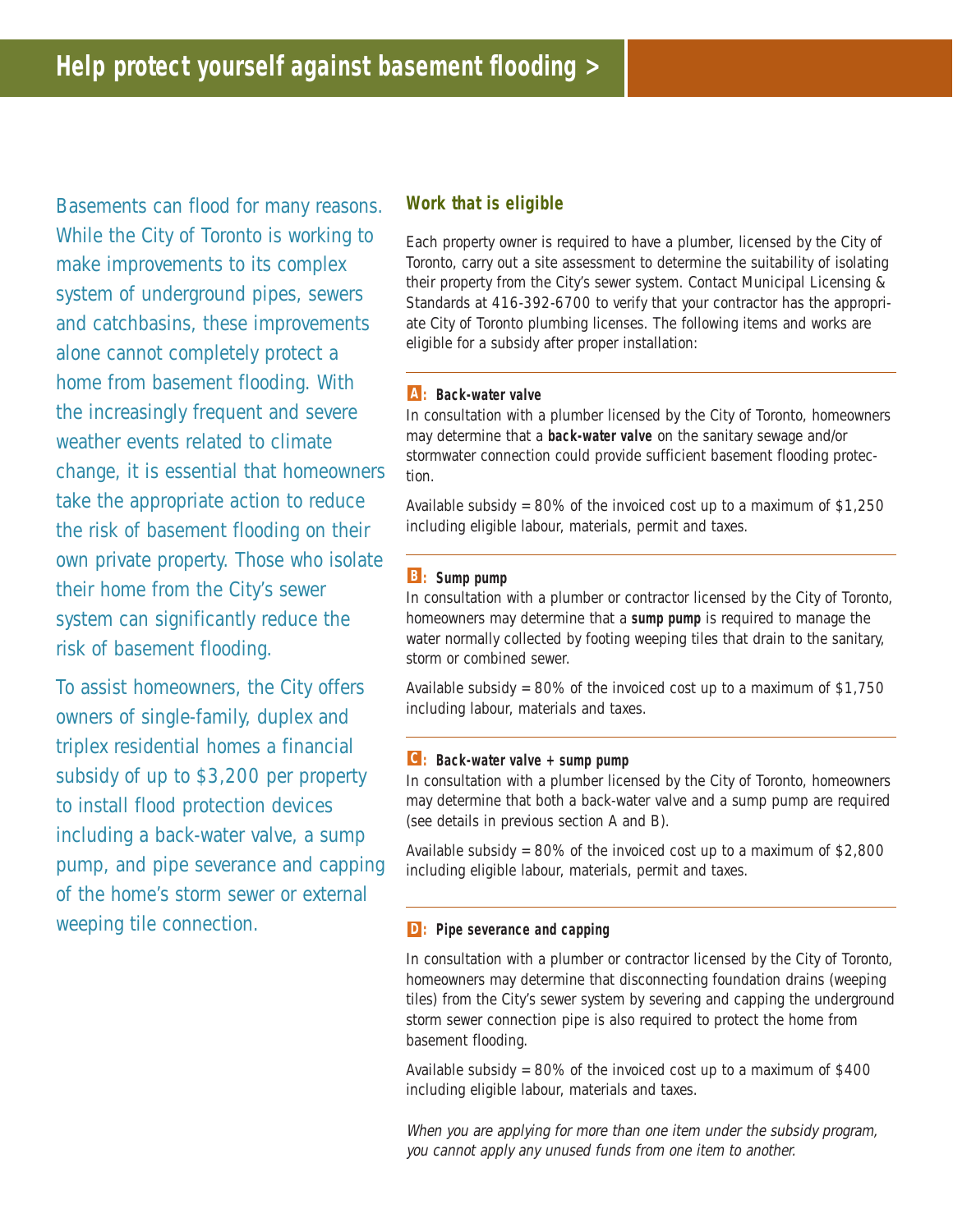# Help protect yourself against basement flooding >

Basements can flood for many reasons. While the City of Toronto is working to make improvements to its complex system of underground pipes, sewers and catchbasins, these improvements alone cannot completely protect a home from basement flooding. With the increasingly frequent and severe weather events related to climate change, it is essential that homeowners take the appropriate action to reduce the risk of basement flooding on their own private property. Those who isolate their home from the City's sewer system can significantly reduce the risk of basement flooding.

To assist homeowners, the City offers owners of single-family, duplex and triplex residential homes a financial subsidy of up to $3,200 per property to install flood protection devices including a back-water valve, a sump pump, and pipe severance and capping of the home's storm sewer or external weeping tile connection.

## Work that is eligible

Each property owner is required to have a plumber, licensed by the City of Toronto, carry out a site assessment to determine the suitability of isolating their property from the City's sewer system. Contact Municipal Licensing & Standards at 416-392-6700 to verify that your contractor has the appropriate City of Toronto plumbing licenses. The following items and works are eligible for a subsidy after proper installation:

### A: Back-water valve

In consultation with a plumber licensed by the City of Toronto, homeowners may determine that a **back-water valve** on the sanitary sewage and/or stormwater connection could provide sufficient basement flooding protection.

Available subsidy = 80% of the invoiced cost up to a maximum of $1,250 including eligible labour, materials, permit and taxes.

### B: Sump pump

In consultation with a plumber or contractor licensed by the City of Toronto, homeowners may determine that a **sump pump** is required to manage the water normally collected by footing weeping tiles that drain to the sanitary, storm or combined sewer.

Available subsidy = 80% of the invoiced cost up to a maximum of $1,750 including labour, materials and taxes.

### C: Back-water valve + sump pump

In consultation with a plumber licensed by the City of Toronto, homeowners may determine that both a back-water valve and a sump pump are required (see details in previous section A and B).

Available subsidy = 80% of the invoiced cost up to a maximum of $2,800 including eligible labour, materials, permit and taxes.

### D: Pipe severance and capping

In consultation with a plumber or contractor licensed by the City of Toronto, homeowners may determine that disconnecting foundation drains (weeping tiles) from the City's sewer system by severing and capping the underground storm sewer connection pipe is also required to protect the home from basement flooding.

Available subsidy = 80% of the invoiced cost up to a maximum of $400 including eligible labour, materials and taxes.

*When you are applying for more than one item under the subsidy program, you cannot apply any unused funds from one item to another.*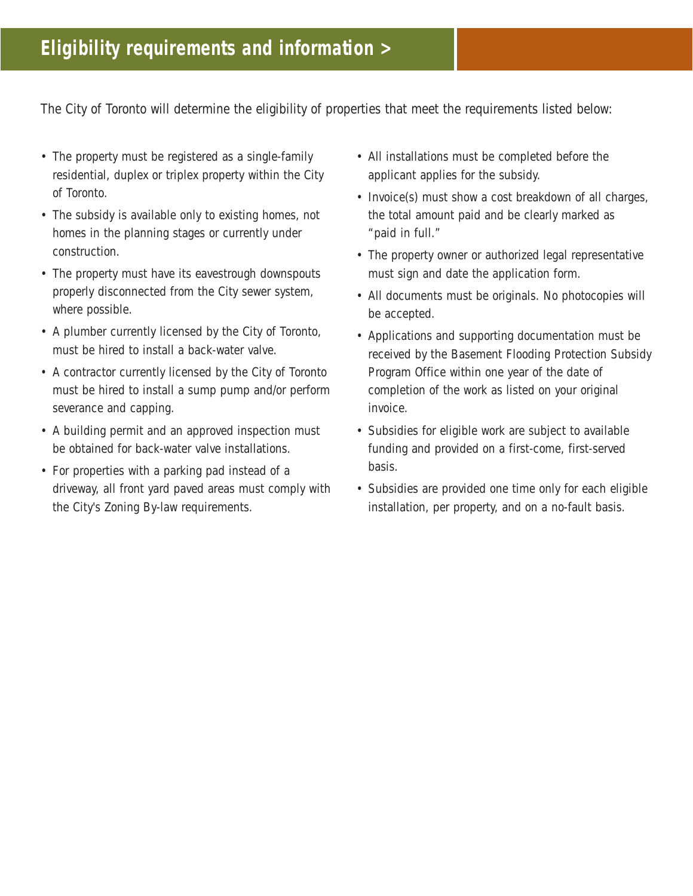# Eligibility requirements and information >

The City of Toronto will determine the eligibility of properties that meet the requirements listed below:

- The property must be registered as a single-family residential, duplex or triplex property within the City of Toronto.
- The subsidy is available only to existing homes, not homes in the planning stages or currently under construction.
- The property must have its eavestrough downspouts properly disconnected from the City sewer system, where possible.
- A plumber currently licensed by the City of Toronto, must be hired to install a back-water valve.
- A contractor currently licensed by the City of Toronto must be hired to install a sump pump and/or perform severance and capping.
- A building permit and an approved inspection must be obtained for back-water valve installations.
- For properties with a parking pad instead of a driveway, all front yard paved areas must comply with the City's Zoning By-law requirements.
- All installations must be completed before the applicant applies for the subsidy.
- Invoice(s) must show a cost breakdown of all charges, the total amount paid and be clearly marked as "paid in full."
- The property owner or authorized legal representative must sign and date the application form.
- All documents must be originals. No photocopies will be accepted.
- Applications and supporting documentation must be received by the Basement Flooding Protection Subsidy Program Office within one year of the date of completion of the work as listed on your original invoice.
- Subsidies for eligible work are subject to available funding and provided on a first-come, first-served basis.
- Subsidies are provided one time only for each eligible installation, per property, and on a no-fault basis.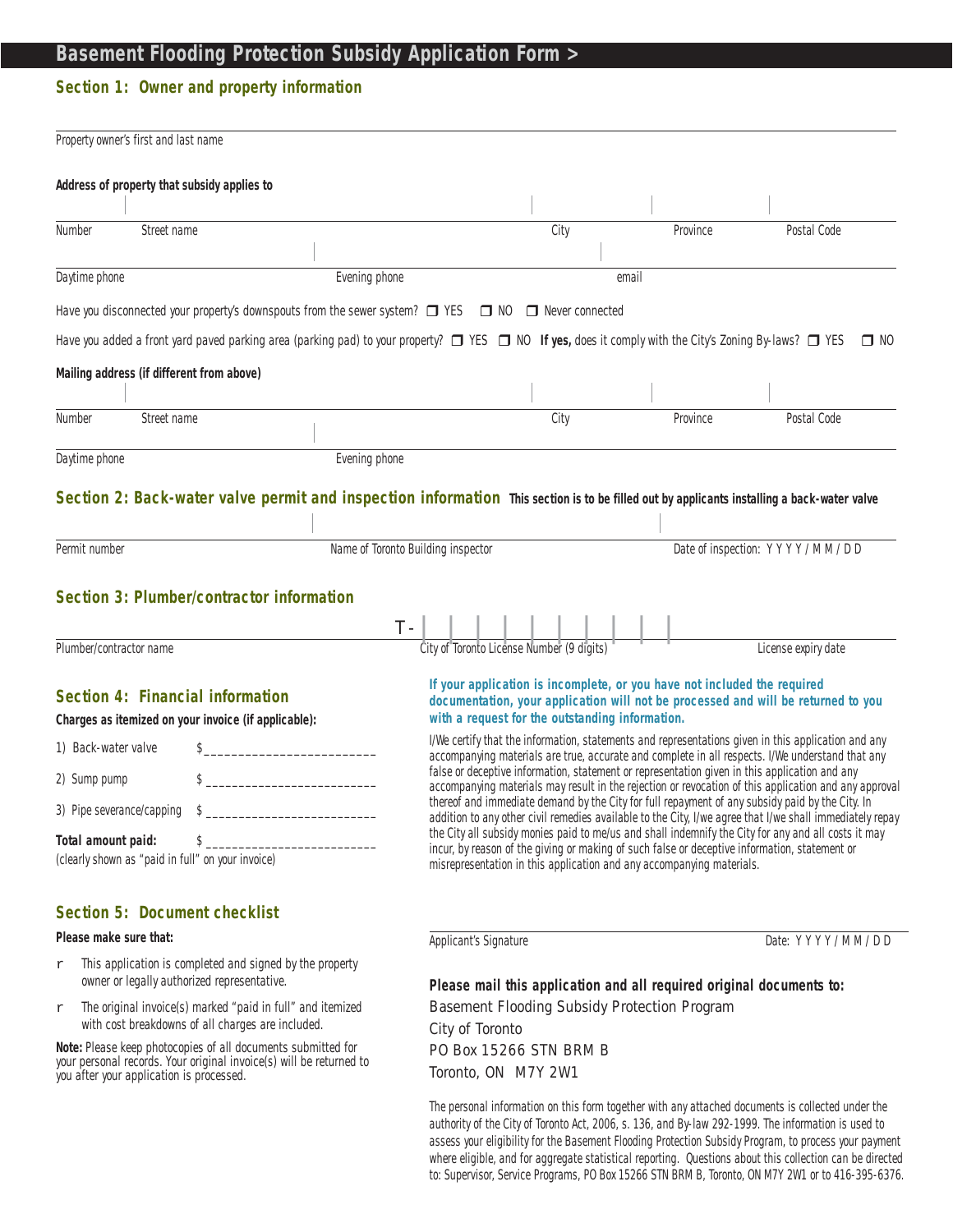# Basement Flooding Protection Subsidy Application Form >

## Section 1: Owner and property information

Property owner's first and last name

**Address of property that subsidy applies to**

| Number | Street name | City | Province | Postal Code |
|---|---|---|---|---|
| | | | | |

| Daytime phone | Evening phone | email |
|---|---|---|
| | | |

Have you disconnected your property's downspouts from the sewer system? ❒ YES ❒ NO ❒ Never connected

Have you added a front yard paved parking area (parking pad) to your property? ❒ YES ❒ NO **If yes,** does it comply with the City's Zoning By-laws? ❒ YES ❒ NO

**Mailing address (if different from above)**

| Number | Street name | City | Province | Postal Code |
|---|---|---|---|---|
| | | | | |

| Daytime phone | Evening phone |
|---|---|
| | |

## Section 2: Back-water valve permit and inspection information

**This section is to be filled out by applicants installing a back-water valve**

| Permit number | Name of Toronto Building inspector | Date of inspection: Y Y Y Y / M M / D D |
|---|---|---|
| | | |

## Section 3: Plumber/contractor information

| Plumber/contractor name | City of Toronto License Number (9 digits) | License expiry date |
|---|---|---|
| | T- | |

## Section 4: Financial information

**Charges as itemized on your invoice (if applicable):**

1) Back-water valve $_________________________

2) Sump pump $_________________________

3) Pipe severance/capping $_________________________

**Total amount paid:** $_________________________
(clearly shown as "paid in full" on your invoice)

**If your application is incomplete, or you have not included the required documentation, your application will not be processed and will be returned to you with a request for the outstanding information.**

I/We certify that the information, statements and representations given in this application and any accompanying materials are true, accurate and complete in all respects. I/We understand that any false or deceptive information, statement or representation given in this application and any accompanying materials may result in the rejection or revocation of this application and any approval thereof and immediate demand by the City for full repayment of any subsidy paid by the City. In addition to any other civil remedies available to the City, I/we agree that I/we shall immediately repay the City all subsidy monies paid to me/us and shall indemnify the City for any and all costs it may incur, by reason of the giving or making of such false or deceptive information, statement or misrepresentation in this application and any accompanying materials.

Applicant's Signature Date: Y Y Y Y / M M / D D

## Section 5: Document checklist

**Please make sure that:**

- ❒ This application is completed and signed by the property owner or legally authorized representative.
- ❒ The original invoice(s) marked "paid in full" and itemized with cost breakdowns of all charges are included.

**Note:** Please keep photocopies of all documents submitted for your personal records. Your original invoice(s) will be returned to you after your application is processed.

**Please mail this application and all required original documents to:**

Basement Flooding Subsidy Protection Program
City of Toronto
PO Box 15266 STN BRM B
Toronto, ON M7Y 2W1

The personal information on this form together with any attached documents is collected under the authority of the City of Toronto Act, 2006, s. 136, and By-law 292-1999. The information is used to assess your eligibility for the Basement Flooding Protection Subsidy Program, to process your payment where eligible, and for aggregate statistical reporting. Questions about this collection can be directed to: Supervisor, Service Programs, PO Box 15266 STN BRM B, Toronto, ON M7Y 2W1 or to 416-395-6376.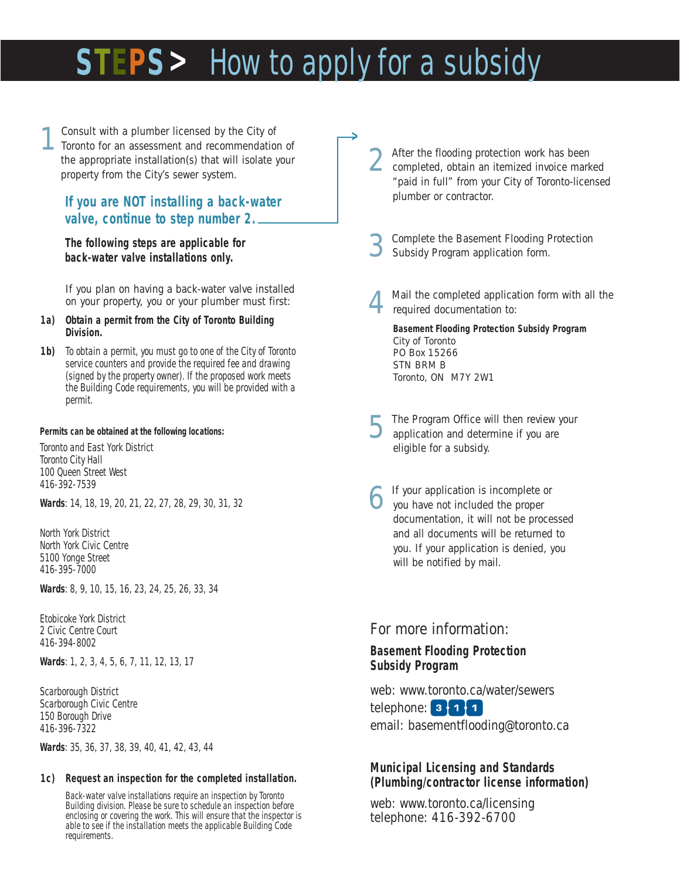# STEPS > How to apply for a subsidy

1 Consult with a plumber licensed by the City of Toronto for an assessment and recommendation of the appropriate installation(s) that will isolate your property from the City's sewer system.

**If you are NOT installing a back-water valve, continue to step number 2.**

**The following steps are applicable for back-water valve installations only.**

If you plan on having a back-water valve installed on your property, you or your plumber must first:

**1a) Obtain a permit from the City of Toronto Building Division.**

**1b)** To obtain a permit, you must go to one of the City of Toronto service counters and provide the required fee and drawing (signed by the property owner). If the proposed work meets the Building Code requirements, you will be provided with a permit.

**Permits can be obtained at the following locations:**

Toronto and East York District
Toronto City Hall
100 Queen Street West
416-392-7539

**Wards**: 14, 18, 19, 20, 21, 22, 27, 28, 29, 30, 31, 32

North York District
North York Civic Centre
5100 Yonge Street
416-395-7000

**Wards**: 8, 9, 10, 15, 16, 23, 24, 25, 26, 33, 34

Etobicoke York District
2 Civic Centre Court
416-394-8002

**Wards**: 1, 2, 3, 4, 5, 6, 7, 11, 12, 13, 17

Scarborough District
Scarborough Civic Centre
150 Borough Drive
416-396-7322

**Wards**: 35, 36, 37, 38, 39, 40, 41, 42, 43, 44

**1c) Request an inspection for the completed installation.**

Back-water valve installations require an inspection by Toronto Building division. Please be sure to schedule an inspection before enclosing or covering the work. This will ensure that the inspector is able to see if the installation meets the applicable Building Code requirements.

2 After the flooding protection work has been completed, obtain an itemized invoice marked "paid in full" from your City of Toronto-licensed plumber or contractor.

3 Complete the Basement Flooding Protection Subsidy Program application form.

4 Mail the completed application form with all the required documentation to:

**Basement Flooding Protection Subsidy Program**
City of Toronto
PO Box 15266
STN BRM B
Toronto, ON M7Y 2W1

5 The Program Office will then review your application and determine if you are eligible for a subsidy.

6 If your application is incomplete or you have not included the proper documentation, it will not be processed and all documents will be returned to you. If your application is denied, you will be notified by mail.

## For more information:

**Basement Flooding Protection Subsidy Program**

web: www.toronto.ca/water/sewers
telephone: 311
email: basementflooding@toronto.ca

**Municipal Licensing and Standards (Plumbing/contractor license information)**

web: www.toronto.ca/licensing
telephone: 416-392-6700